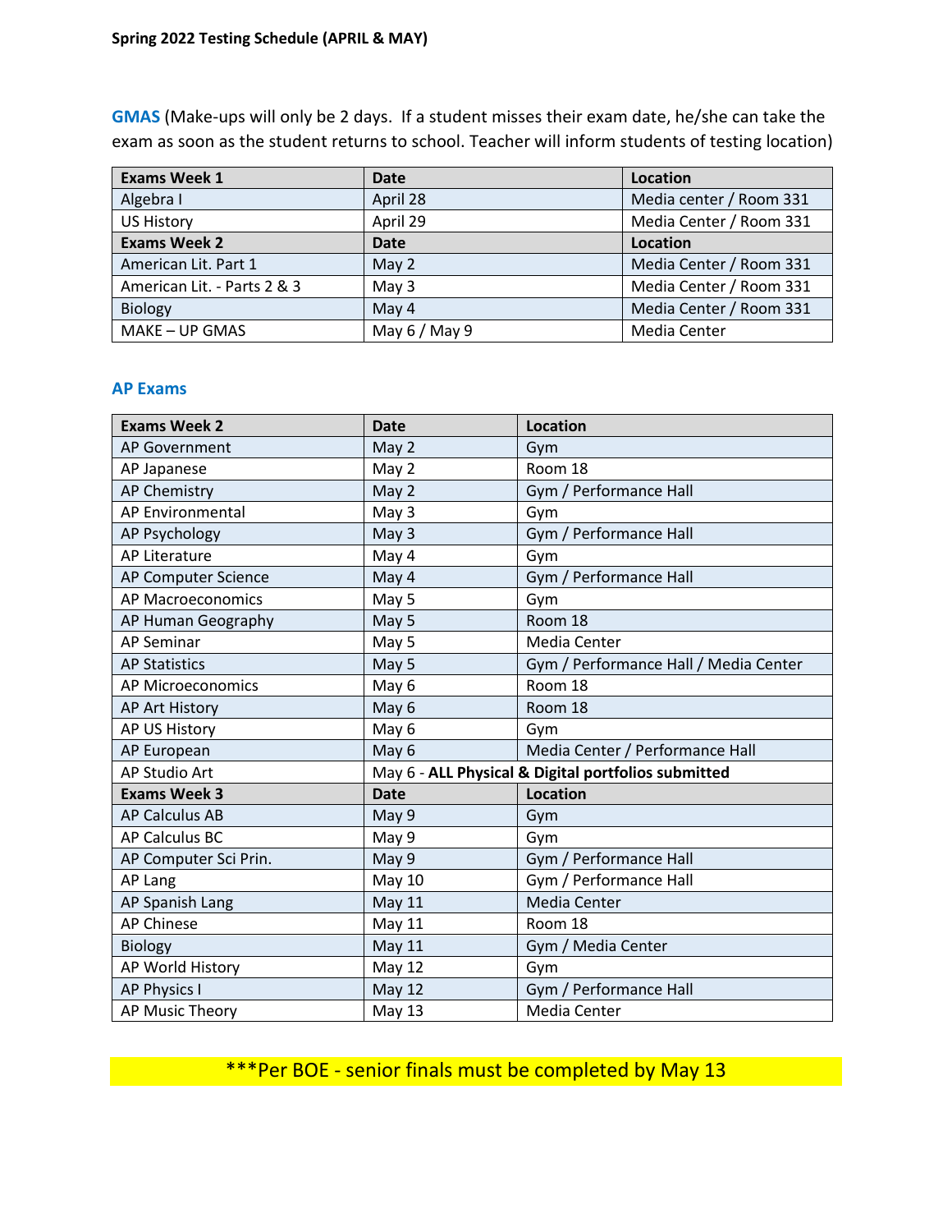**Spring 2022 Testing Schedule (APRIL & MAY)**

**GMAS** (Make-ups will only be 2 days. If a student misses their exam date, he/she can take the exam as soon as the student returns to school. Teacher will inform students of testing location)

| Exams Week 1 | Date | Location |
|---|---|---|
| Algebra I | April 28 | Media center / Room 331 |
| US History | April 29 | Media Center / Room 331 |
| **Exams Week 2** | **Date** | **Location** |
| American Lit. Part 1 | May 2 | Media Center / Room 331 |
| American Lit. - Parts 2 & 3 | May 3 | Media Center / Room 331 |
| Biology | May 4 | Media Center / Room 331 |
| MAKE – UP GMAS | May 6 / May 9 | Media Center |

**AP Exams**

| Exams Week 2 | Date | Location |
|---|---|---|
| AP Government | May 2 | Gym |
| AP Japanese | May 2 | Room 18 |
| AP Chemistry | May 2 | Gym / Performance Hall |
| AP Environmental | May 3 | Gym |
| AP Psychology | May 3 | Gym / Performance Hall |
| AP Literature | May 4 | Gym |
| AP Computer Science | May 4 | Gym / Performance Hall |
| AP Macroeconomics | May 5 | Gym |
| AP Human Geography | May 5 | Room 18 |
| AP Seminar | May 5 | Media Center |
| AP Statistics | May 5 | Gym / Performance Hall / Media Center |
| AP Microeconomics | May 6 | Room 18 |
| AP Art History | May 6 | Room 18 |
| AP US History | May 6 | Gym |
| AP European | May 6 | Media Center / Performance Hall |
| AP Studio Art | May 6 - **ALL Physical & Digital portfolios submitted** | |
| **Exams Week 3** | **Date** | **Location** |
| AP Calculus AB | May 9 | Gym |
| AP Calculus BC | May 9 | Gym |
| AP Computer Sci Prin. | May 9 | Gym / Performance Hall |
| AP Lang | May 10 | Gym / Performance Hall |
| AP Spanish Lang | May 11 | Media Center |
| AP Chinese | May 11 | Room 18 |
| Biology | May 11 | Gym / Media Center |
| AP World History | May 12 | Gym |
| AP Physics I | May 12 | Gym / Performance Hall |
| AP Music Theory | May 13 | Media Center |

***Per BOE - senior finals must be completed by May 13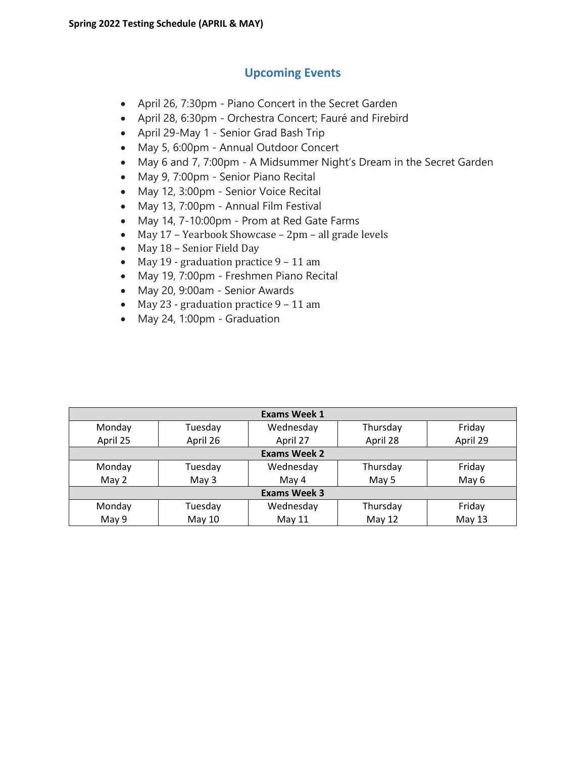**Spring 2022 Testing Schedule (APRIL & MAY)**

## Upcoming Events

- April 26, 7:30pm - Piano Concert in the Secret Garden
- April 28, 6:30pm - Orchestra Concert; Fauré and Firebird
- April 29-May 1 - Senior Grad Bash Trip
- May 5, 6:00pm - Annual Outdoor Concert
- May 6 and 7, 7:00pm - A Midsummer Night's Dream in the Secret Garden
- May 9, 7:00pm - Senior Piano Recital
- May 12, 3:00pm - Senior Voice Recital
- May 13, 7:00pm - Annual Film Festival
- May 14, 7-10:00pm - Prom at Red Gate Farms
- May 17 – Yearbook Showcase – 2pm – all grade levels
- May 18 – Senior Field Day
- May 19 - graduation practice 9 – 11 am
- May 19, 7:00pm - Freshmen Piano Recital
- May 20, 9:00am - Senior Awards
- May 23 - graduation practice 9 – 11 am
- May 24, 1:00pm - Graduation

| | | | | |
|---|---|---|---|---|
| **Exams Week 1** | | | | |
| Monday April 25 | Tuesday April 26 | Wednesday April 27 | Thursday April 28 | Friday April 29 |
| **Exams Week 2** | | | | |
| Monday May 2 | Tuesday May 3 | Wednesday May 4 | Thursday May 5 | Friday May 6 |
| **Exams Week 3** | | | | |
| Monday May 9 | Tuesday May 10 | Wednesday May 11 | Thursday May 12 | Friday May 13 |